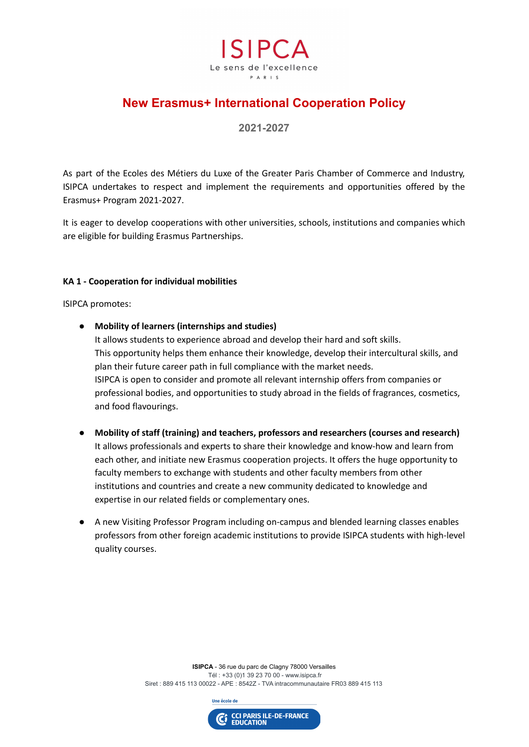# ISIPCA

Le sens de l'excellence

PARIS

## New Erasmus+ International Cooperation Policy

**2021-2027**

As part of the Ecoles des Métiers du Luxe of the Greater Paris Chamber of Commerce and Industry, ISIPCA undertakes to respect and implement the requirements and opportunities offered by the Erasmus+ Program 2021-2027.

It is eager to develop cooperations with other universities, schools, institutions and companies which are eligible for building Erasmus Partnerships.

### KA 1 - Cooperation for individual mobilities

ISIPCA promotes:

- **Mobility of learners (internships and studies)**
  It allows students to experience abroad and develop their hard and soft skills.
  This opportunity helps them enhance their knowledge, develop their intercultural skills, and plan their future career path in full compliance with the market needs.
  ISIPCA is open to consider and promote all relevant internship offers from companies or professional bodies, and opportunities to study abroad in the fields of fragrances, cosmetics, and food flavourings.

- **Mobility of staff (training) and teachers, professors and researchers (courses and research)**
  It allows professionals and experts to share their knowledge and know-how and learn from each other, and initiate new Erasmus cooperation projects. It offers the huge opportunity to faculty members to exchange with students and other faculty members from other institutions and countries and create a new community dedicated to knowledge and expertise in our related fields or complementary ones.

- A new Visiting Professor Program including on-campus and blended learning classes enables professors from other foreign academic institutions to provide ISIPCA students with high-level quality courses.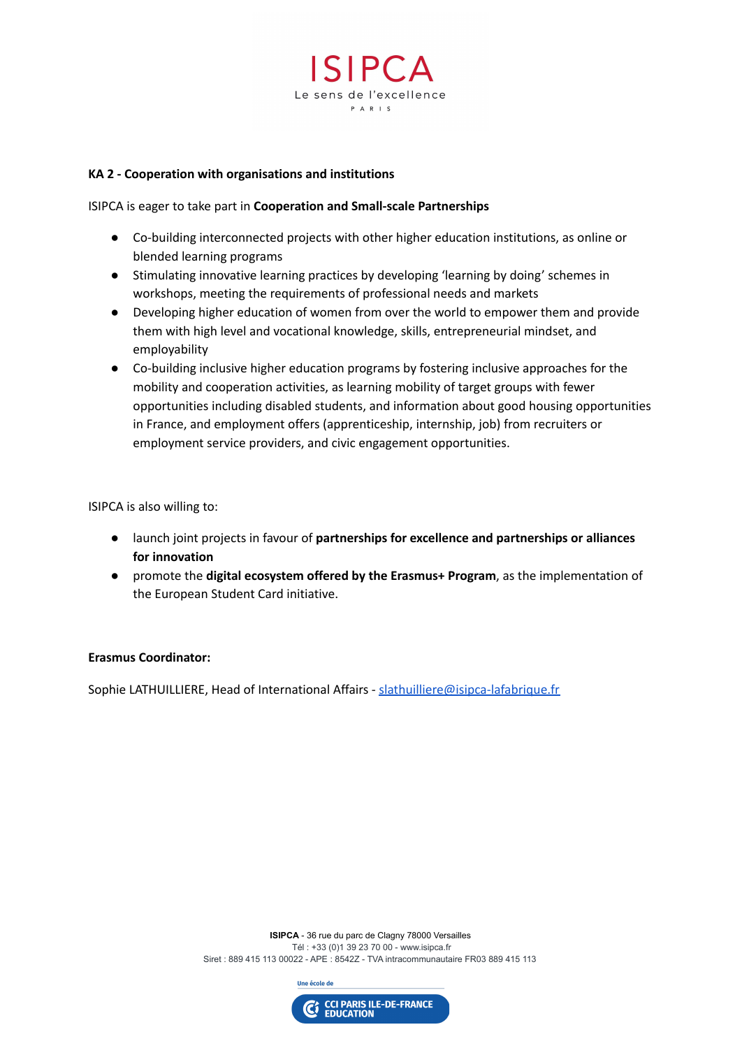**KA 2 - Cooperation with organisations and institutions**

ISIPCA is eager to take part in **Cooperation and Small-scale Partnerships**

- Co-building interconnected projects with other higher education institutions, as online or blended learning programs
- Stimulating innovative learning practices by developing ‘learning by doing’ schemes in workshops, meeting the requirements of professional needs and markets
- Developing higher education of women from over the world to empower them and provide them with high level and vocational knowledge, skills, entrepreneurial mindset, and employability
- Co-building inclusive higher education programs by fostering inclusive approaches for the mobility and cooperation activities, as learning mobility of target groups with fewer opportunities including disabled students, and information about good housing opportunities in France, and employment offers (apprenticeship, internship, job) from recruiters or employment service providers, and civic engagement opportunities.

ISIPCA is also willing to:

- launch joint projects in favour of **partnerships for excellence and partnerships or alliances for innovation**
- promote the **digital ecosystem offered by the Erasmus+ Program**, as the implementation of the European Student Card initiative.

**Erasmus Coordinator:**

Sophie LATHUILLIERE, Head of International Affairs - slathuilliere@isipca-lafabrique.fr